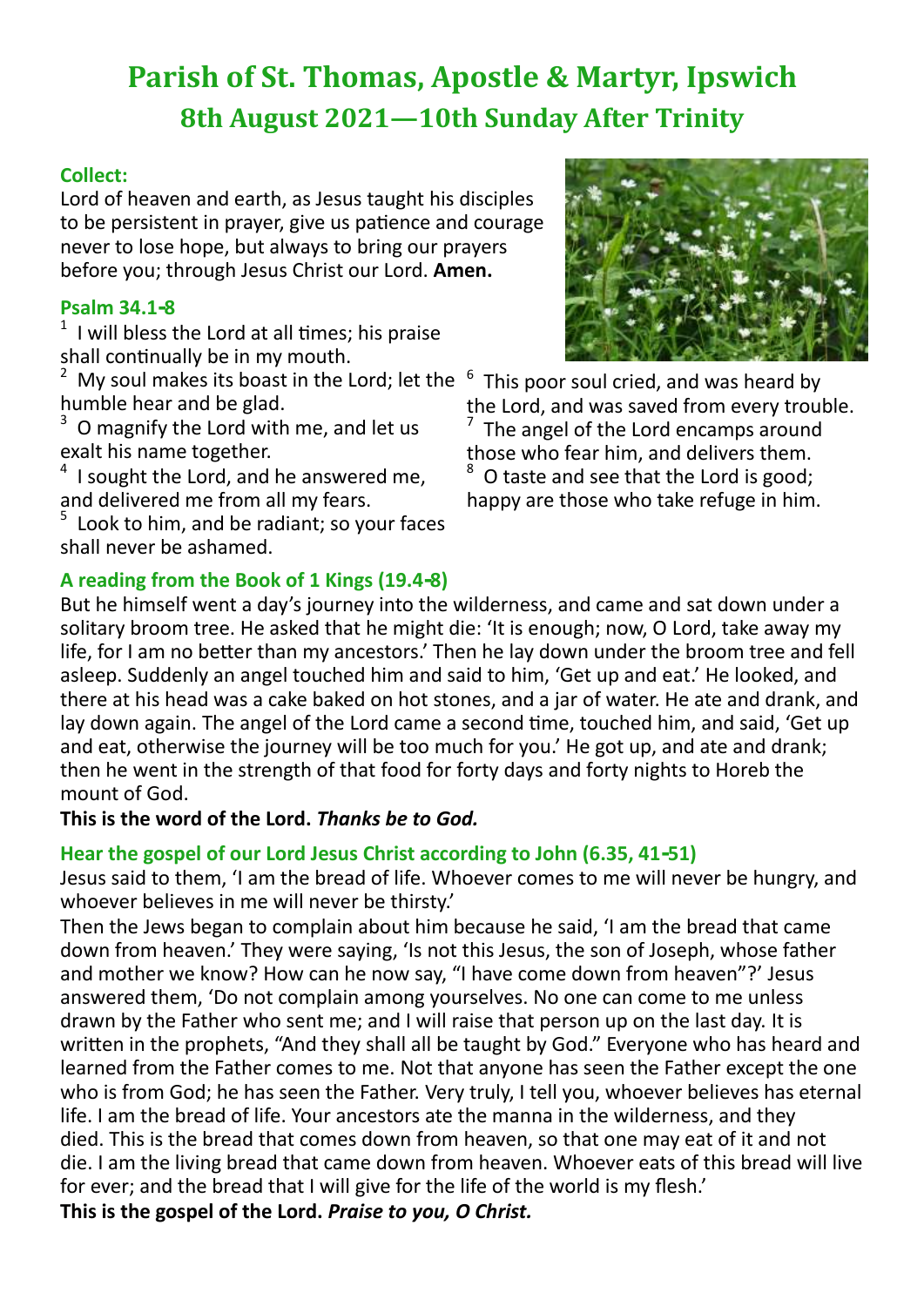# Parish of St. Thomas, Apostle & Martyr, Ipswich

## 8th August 2021—10th Sunday After Trinity

### Collect:

Lord of heaven and earth, as Jesus taught his disciples to be persistent in prayer, give us patience and courage never to lose hope, but always to bring our prayers before you; through Jesus Christ our Lord. **Amen.**

### Psalm 34.1-8

[1] I will bless the Lord at all times; his praise shall continually be in my mouth.
[2] My soul makes its boast in the Lord; let the humble hear and be glad.
[3] O magnify the Lord with me, and let us exalt his name together.
[4] I sought the Lord, and he answered me, and delivered me from all my fears.
[5] Look to him, and be radiant; so your faces shall never be ashamed.
[6] This poor soul cried, and was heard by the Lord, and was saved from every trouble.
[7] The angel of the Lord encamps around those who fear him, and delivers them.
[8] O taste and see that the Lord is good; happy are those who take refuge in him.

### A reading from the Book of 1 Kings (19.4-8)

But he himself went a day's journey into the wilderness, and came and sat down under a solitary broom tree. He asked that he might die: 'It is enough; now, O Lord, take away my life, for I am no better than my ancestors.' Then he lay down under the broom tree and fell asleep. Suddenly an angel touched him and said to him, 'Get up and eat.' He looked, and there at his head was a cake baked on hot stones, and a jar of water. He ate and drank, and lay down again. The angel of the Lord came a second time, touched him, and said, 'Get up and eat, otherwise the journey will be too much for you.' He got up, and ate and drank; then he went in the strength of that food for forty days and forty nights to Horeb the mount of God.

**This is the word of the Lord.** ***Thanks be to God.***

### Hear the gospel of our Lord Jesus Christ according to John (6.35, 41-51)

Jesus said to them, 'I am the bread of life. Whoever comes to me will never be hungry, and whoever believes in me will never be thirsty.'

Then the Jews began to complain about him because he said, 'I am the bread that came down from heaven.' They were saying, 'Is not this Jesus, the son of Joseph, whose father and mother we know? How can he now say, "I have come down from heaven"?' Jesus answered them, 'Do not complain among yourselves. No one can come to me unless drawn by the Father who sent me; and I will raise that person up on the last day. It is written in the prophets, "And they shall all be taught by God." Everyone who has heard and learned from the Father comes to me. Not that anyone has seen the Father except the one who is from God; he has seen the Father. Very truly, I tell you, whoever believes has eternal life. I am the bread of life. Your ancestors ate the manna in the wilderness, and they died. This is the bread that comes down from heaven, so that one may eat of it and not die. I am the living bread that came down from heaven. Whoever eats of this bread will live for ever; and the bread that I will give for the life of the world is my flesh.'

**This is the gospel of the Lord.** ***Praise to you, O Christ.***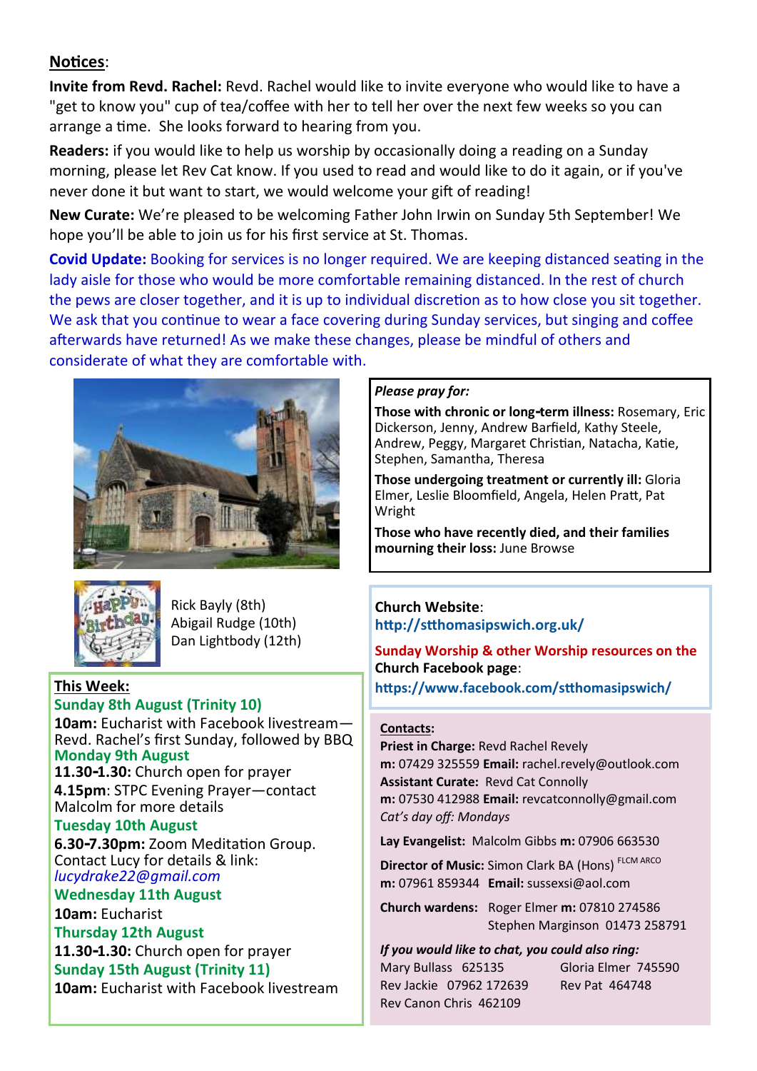## Notices:

**Invite from Revd. Rachel:** Revd. Rachel would like to invite everyone who would like to have a "get to know you" cup of tea/coffee with her to tell her over the next few weeks so you can arrange a time. She looks forward to hearing from you.

**Readers:** if you would like to help us worship by occasionally doing a reading on a Sunday morning, please let Rev Cat know. If you used to read and would like to do it again, or if you've never done it but want to start, we would welcome your gift of reading!

**New Curate:** We're pleased to be welcoming Father John Irwin on Sunday 5th September! We hope you'll be able to join us for his first service at St. Thomas.

**Covid Update:** Booking for services is no longer required. We are keeping distanced seating in the lady aisle for those who would be more comfortable remaining distanced. In the rest of church the pews are closer together, and it is up to individual discretion as to how close you sit together. We ask that you continue to wear a face covering during Sunday services, but singing and coffee afterwards have returned! As we make these changes, please be mindful of others and considerate of what they are comfortable with.

Rick Bayly (8th)
Abigail Rudge (10th)
Dan Lightbody (12th)

### This Week:

**Sunday 8th August (Trinity 10)**
**10am:** Eucharist with Facebook livestream—Revd. Rachel's first Sunday, followed by BBQ

**Monday 9th August**
**11.30-1.30:** Church open for prayer
**4.15pm**: STPC Evening Prayer—contact Malcolm for more details

**Tuesday 10th August**
**6.30-7.30pm:** Zoom Meditation Group. Contact Lucy for details & link: *lucydrake22@gmail.com*

**Wednesday 11th August**
**10am:** Eucharist

**Thursday 12th August**
**11.30-1.30:** Church open for prayer

**Sunday 15th August (Trinity 11)**
**10am:** Eucharist with Facebook livestream

***Please pray for:***

**Those with chronic or long-term illness:** Rosemary, Eric Dickerson, Jenny, Andrew Barfield, Kathy Steele, Andrew, Peggy, Margaret Christian, Natacha, Katie, Stephen, Samantha, Theresa

**Those undergoing treatment or currently ill:** Gloria Elmer, Leslie Bloomfield, Angela, Helen Pratt, Pat Wright

**Those who have recently died, and their families mourning their loss:** June Browse

**Church Website**:
**http://stthomasipswich.org.uk/**

**Sunday Worship & other Worship resources on the Church Facebook page**:
**https://www.facebook.com/stthomasipswich/**

**Contacts:**

**Priest in Charge:** Revd Rachel Revely
**m:** 07429 325559 **Email:** rachel.revely@outlook.com

**Assistant Curate:** Revd Cat Connolly
**m:** 07530 412988 **Email:** revcatconnolly@gmail.com
*Cat's day off: Mondays*

**Lay Evangelist:** Malcolm Gibbs **m:** 07906 663530

**Director of Music:** Simon Clark BA (Hons) FLCM ARCO
**m:** 07961 859344 **Email:** sussexsi@aol.com

**Church wardens:** Roger Elmer **m:** 07810 274586
Stephen Marginson 01473 258791

*If you would like to chat, you could also ring:*
Mary Bullass 625135
Gloria Elmer 745590
Rev Jackie 07962 172639
Rev Pat 464748
Rev Canon Chris 462109